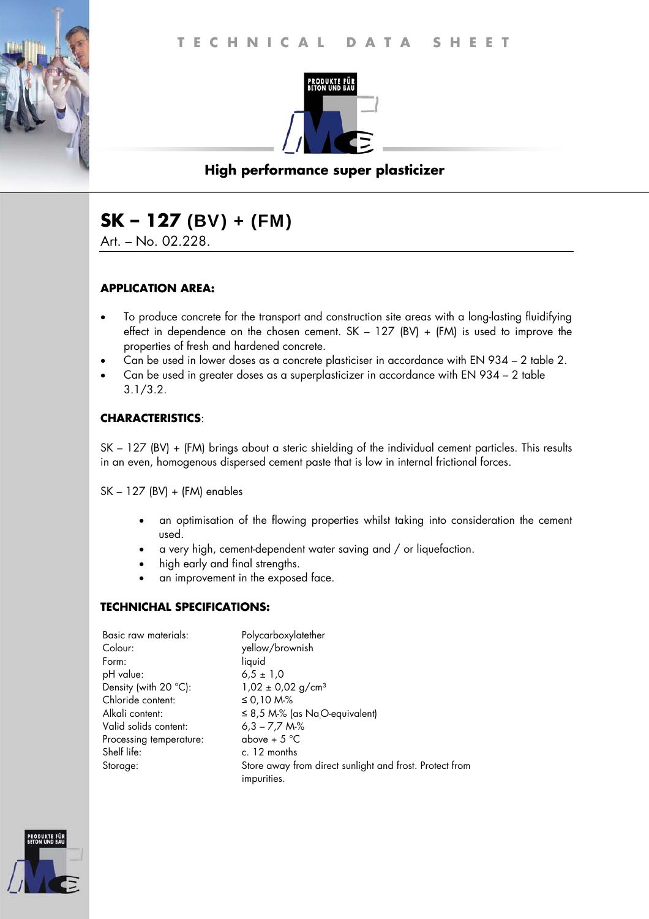TECHNICAL DATA SHEET

PRODUKTE FÜR BETON UND BAU

## High performance super plasticizer

# SK – 127 (BV) + (FM)

Art. – No. 02.228.

### APPLICATION AREA:

- To produce concrete for the transport and construction site areas with a long-lasting fluidifying effect in dependence on the chosen cement. SK – 127 (BV) + (FM) is used to improve the properties of fresh and hardened concrete.
- Can be used in lower doses as a concrete plasticiser in accordance with EN 934 – 2 table 2.
- Can be used in greater doses as a superplasticizer in accordance with EN 934 – 2 table 3.1/3.2.

### CHARACTERISTICS:

SK – 127 (BV) + (FM) brings about a steric shielding of the individual cement particles. This results in an even, homogenous dispersed cement paste that is low in internal frictional forces.

SK – 127 (BV) + (FM) enables

- an optimisation of the flowing properties whilst taking into consideration the cement used.
- a very high, cement-dependent water saving and / or liquefaction.
- high early and final strengths.
- an improvement in the exposed face.

### TECHNICHAL SPECIFICATIONS:

| | |
|---|---|
| Basic raw materials: | Polycarboxylatether |
| Colour: | yellow/brownish |
| Form: | liquid |
| pH value: | 6,5 ± 1,0 |
| Density (with 20 °C): | 1,02 ± 0,02 g/cm³ |
| Chloride content: | ≤ 0,10 M-% |
| Alkali content: | ≤ 8,5 M-% (as $Na_2O$-equivalent) |
| Valid solids content: | 6,3 – 7,7 M-% |
| Processing temperature: | above + 5 °C |
| Shelf life: | c. 12 months |
| Storage: | Store away from direct sunlight and frost. Protect from impurities. |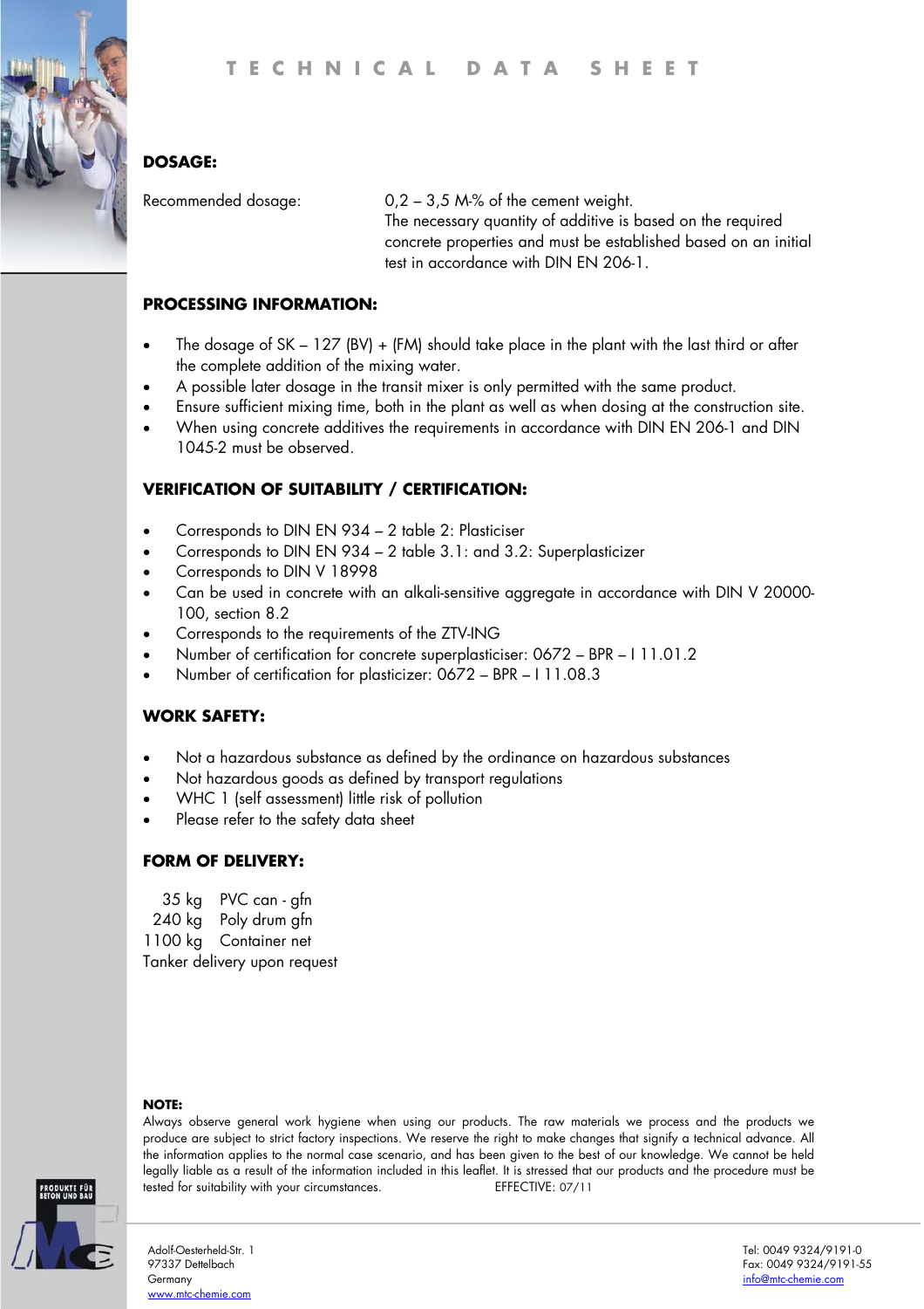# TECHNICAL DATA SHEET

## DOSAGE:

Recommended dosage: 0,2 – 3,5 M-% of the cement weight.
The necessary quantity of additive is based on the required concrete properties and must be established based on an initial test in accordance with DIN EN 206-1.

## PROCESSING INFORMATION:

- The dosage of SK – 127 (BV) + (FM) should take place in the plant with the last third or after the complete addition of the mixing water.
- A possible later dosage in the transit mixer is only permitted with the same product.
- Ensure sufficient mixing time, both in the plant as well as when dosing at the construction site.
- When using concrete additives the requirements in accordance with DIN EN 206-1 and DIN 1045-2 must be observed.

## VERIFICATION OF SUITABILITY / CERTIFICATION:

- Corresponds to DIN EN 934 – 2 table 2: Plasticiser
- Corresponds to DIN EN 934 – 2 table 3.1: and 3.2: Superplasticizer
- Corresponds to DIN V 18998
- Can be used in concrete with an alkali-sensitive aggregate in accordance with DIN V 20000-100, section 8.2
- Corresponds to the requirements of the ZTV-ING
- Number of certification for concrete superplasticiser: 0672 – BPR – I 11.01.2
- Number of certification for plasticizer: 0672 – BPR – I 11.08.3

## WORK SAFETY:

- Not a hazardous substance as defined by the ordinance on hazardous substances
- Not hazardous goods as defined by transport regulations
- WHC 1 (self assessment) little risk of pollution
- Please refer to the safety data sheet

## FORM OF DELIVERY:

35 kg PVC can - gfn
240 kg Poly drum gfn
1100 kg Container net
Tanker delivery upon request

**NOTE:**
Always observe general work hygiene when using our products. The raw materials we process and the products we produce are subject to strict factory inspections. We reserve the right to make changes that signify a technical advance. All the information applies to the normal case scenario, and has been given to the best of our knowledge. We cannot be held legally liable as a result of the information included in this leaflet. It is stressed that our products and the procedure must be tested for suitability with your circumstances. EFFECTIVE: 07/11

PRODUKTE FÜR BETON UND BAU

Adolf-Oesterheld-Str. 1
97337 Dettelbach
Germany
www.mtc-chemie.com

Tel: 0049 9324/9191-0
Fax: 0049 9324/9191-55
info@mtc-chemie.com